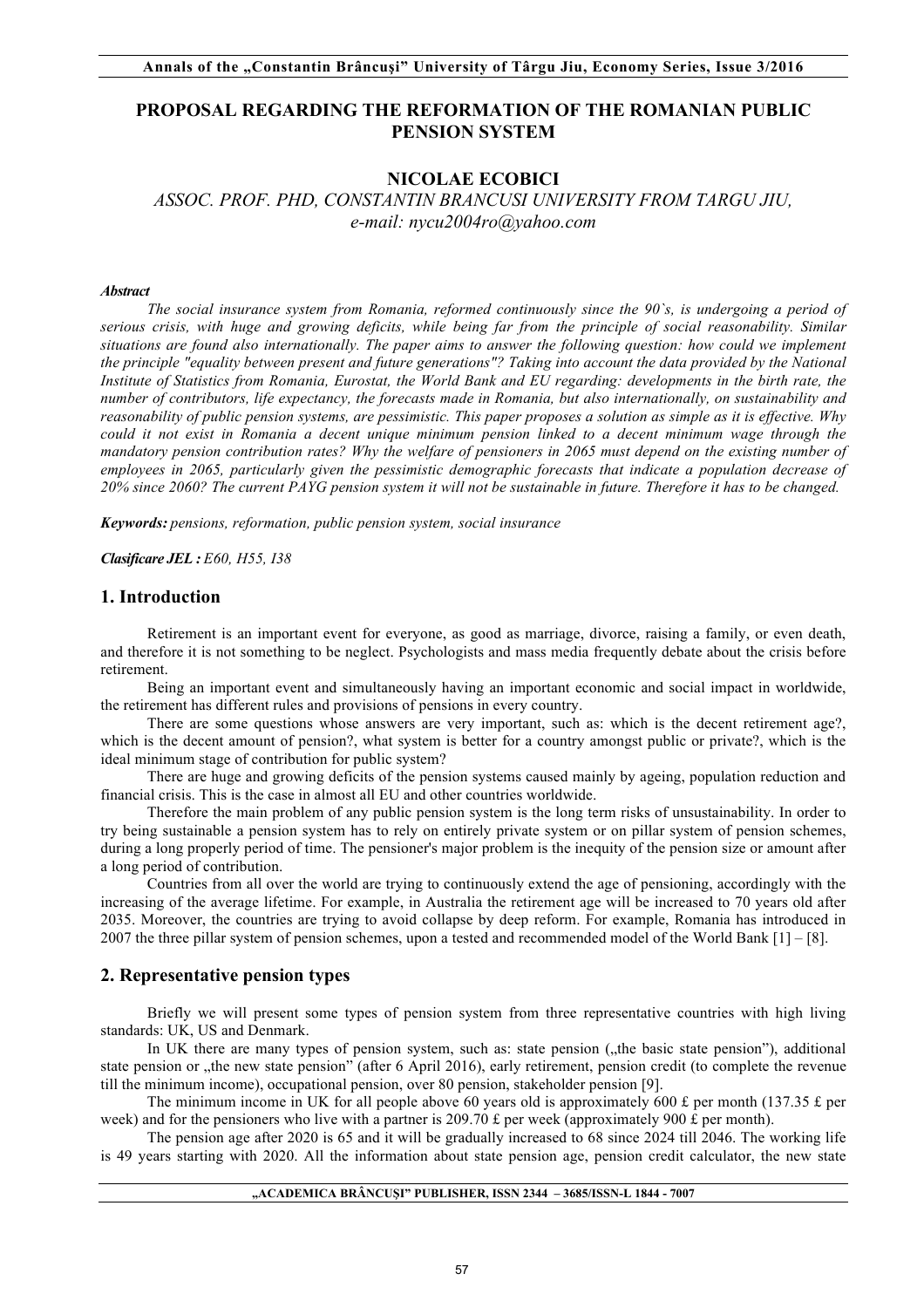# PROPOSAL REGARDING THE REFORMATION OF THE ROMANIAN PUBLIC PENSION SYSTEM

**NICOLAE ECOBICI**

*ASSOC. PROF. PHD, CONSTANTIN BRANCUSI UNIVERSITY FROM TARGU JIU, e-mail: nycu2004ro@yahoo.com*

***Abstract***

*The social insurance system from Romania, reformed continuously since the 90`s, is undergoing a period of serious crisis, with huge and growing deficits, while being far from the principle of social reasonability. Similar situations are found also internationally. The paper aims to answer the following question: how could we implement the principle "equality between present and future generations"? Taking into account the data provided by the National Institute of Statistics from Romania, Eurostat, the World Bank and EU regarding: developments in the birth rate, the number of contributors, life expectancy, the forecasts made in Romania, but also internationally, on sustainability and reasonability of public pension systems, are pessimistic. This paper proposes a solution as simple as it is effective. Why could it not exist in Romania a decent unique minimum pension linked to a decent minimum wage through the mandatory pension contribution rates? Why the welfare of pensioners in 2065 must depend on the existing number of employees in 2065, particularly given the pessimistic demographic forecasts that indicate a population decrease of 20% since 2060? The current PAYG pension system it will not be sustainable in future. Therefore it has to be changed.*

***Keywords:*** *pensions, reformation, public pension system, social insurance*

***Clasificare JEL :*** *E60, H55, I38*

## 1. Introduction

Retirement is an important event for everyone, as good as marriage, divorce, raising a family, or even death, and therefore it is not something to be neglect. Psychologists and mass media frequently debate about the crisis before retirement.

Being an important event and simultaneously having an important economic and social impact in worldwide, the retirement has different rules and provisions of pensions in every country.

There are some questions whose answers are very important, such as: which is the decent retirement age?, which is the decent amount of pension?, what system is better for a country amongst public or private?, which is the ideal minimum stage of contribution for public system?

There are huge and growing deficits of the pension systems caused mainly by ageing, population reduction and financial crisis. This is the case in almost all EU and other countries worldwide.

Therefore the main problem of any public pension system is the long term risks of unsustainability. In order to try being sustainable a pension system has to rely on entirely private system or on pillar system of pension schemes, during a long properly period of time. The pensioner's major problem is the inequity of the pension size or amount after a long period of contribution.

Countries from all over the world are trying to continuously extend the age of pensioning, accordingly with the increasing of the average lifetime. For example, in Australia the retirement age will be increased to 70 years old after 2035. Moreover, the countries are trying to avoid collapse by deep reform. For example, Romania has introduced in 2007 the three pillar system of pension schemes, upon a tested and recommended model of the World Bank [1] – [8].

## 2. Representative pension types

Briefly we will present some types of pension system from three representative countries with high living standards: UK, US and Denmark.

In UK there are many types of pension system, such as: state pension („the basic state pension"), additional state pension or „the new state pension" (after 6 April 2016), early retirement, pension credit (to complete the revenue till the minimum income), occupational pension, over 80 pension, stakeholder pension [9].

The minimum income in UK for all people above 60 years old is approximately 600 £ per month (137.35 £ per week) and for the pensioners who live with a partner is 209.70 £ per week (approximately 900 £ per month).

The pension age after 2020 is 65 and it will be gradually increased to 68 since 2024 till 2046. The working life is 49 years starting with 2020. All the information about state pension age, pension credit calculator, the new state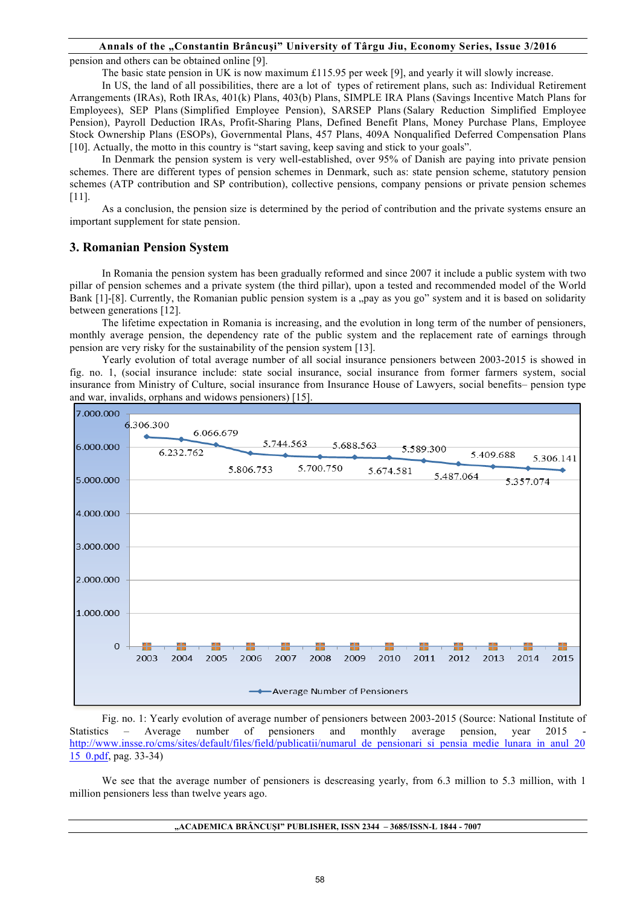pension and others can be obtained online [9].

The basic state pension in UK is now maximum £115.95 per week [9], and yearly it will slowly increase.

In US, the land of all possibilities, there are a lot of types of retirement plans, such as: Individual Retirement Arrangements (IRAs), Roth IRAs, 401(k) Plans, 403(b) Plans, SIMPLE IRA Plans (Savings Incentive Match Plans for Employees), SEP Plans (Simplified Employee Pension), SARSEP Plans (Salary Reduction Simplified Employee Pension), Payroll Deduction IRAs, Profit-Sharing Plans, Defined Benefit Plans, Money Purchase Plans, Employee Stock Ownership Plans (ESOPs), Governmental Plans, 457 Plans, 409A Nonqualified Deferred Compensation Plans [10]. Actually, the motto in this country is "start saving, keep saving and stick to your goals".

In Denmark the pension system is very well-established, over 95% of Danish are paying into private pension schemes. There are different types of pension schemes in Denmark, such as: state pension scheme, statutory pension schemes (ATP contribution and SP contribution), collective pensions, company pensions or private pension schemes [11].

As a conclusion, the pension size is determined by the period of contribution and the private systems ensure an important supplement for state pension.

## 3. Romanian Pension System

In Romania the pension system has been gradually reformed and since 2007 it include a public system with two pillar of pension schemes and a private system (the third pillar), upon a tested and recommended model of the World Bank [1]-[8]. Currently, the Romanian public pension system is a „pay as you go" system and it is based on solidarity between generations [12].

The lifetime expectation in Romania is increasing, and the evolution in long term of the number of pensioners, monthly average pension, the dependency rate of the public system and the replacement rate of earnings through pension are very risky for the sustainability of the pension system [13].

Yearly evolution of total average number of all social insurance pensioners between 2003-2015 is showed in fig. no. 1, (social insurance include: state social insurance, social insurance from former farmers system, social insurance from Ministry of Culture, social insurance from Insurance House of Lawyers, social benefits– pension type and war, invalids, orphans and widows pensioners) [15].

| Year | Average Number of Pensioners |
|---|---|
| 2003 | 6.306.300 |
| 2004 | 6.232.762 |
| 2005 | 6.066.679 |
| 2006 | 5.806.753 |
| 2007 | 5.744.563 |
| 2008 | 5.700.750 |
| 2009 | 5.688.563 |
| 2010 | 5.674.581 |
| 2011 | 5.589.300 |
| 2012 | 5.487.064 |
| 2013 | 5.409.688 |
| 2014 | 5.357.074 |
| 2015 | 5.306.141 |

Fig. no. 1: Yearly evolution of average number of pensioners between 2003-2015 (Source: National Institute of Statistics – Average number of pensioners and monthly average pension, year 2015 - http://www.insse.ro/cms/sites/default/files/field/publicatii/numarul_de_pensionari_si_pensia_medie_lunara_in_anul_2015_0.pdf, pag. 33-34)

We see that the average number of pensioners is descreasing yearly, from 6.3 million to 5.3 million, with 1 million pensioners less than twelve years ago.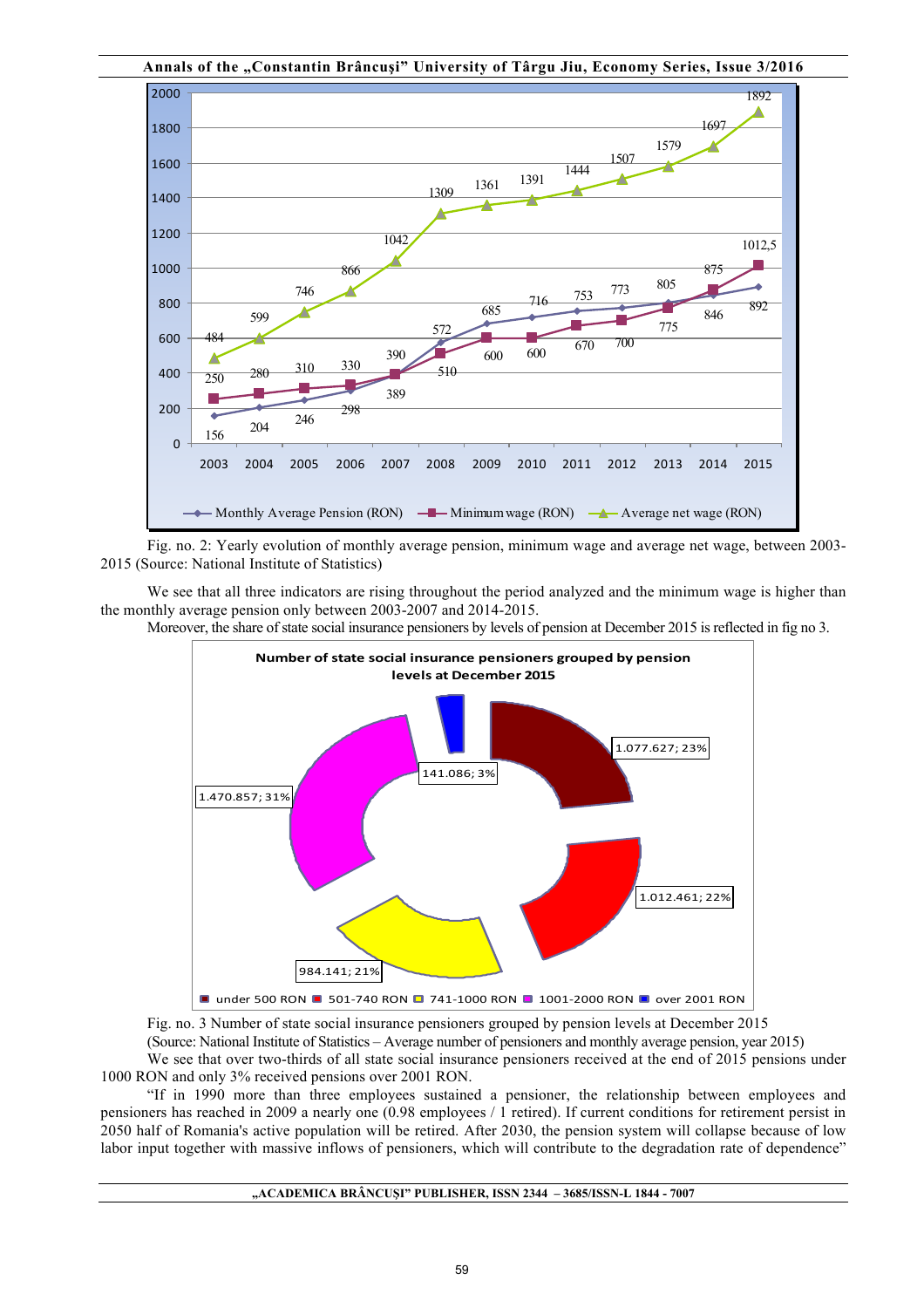Fig. no. 2: Yearly evolution of monthly average pension, minimum wage and average net wage, between 2003-2015 (Source: National Institute of Statistics)

We see that all three indicators are rising throughout the period analyzed and the minimum wage is higher than the monthly average pension only between 2003-2007 and 2014-2015.

Moreover, the share of state social insurance pensioners by levels of pension at December 2015 is reflected in fig no 3.

Fig. no. 3 Number of state social insurance pensioners grouped by pension levels at December 2015

(Source: National Institute of Statistics – Average number of pensioners and monthly average pension, year 2015)

We see that over two-thirds of all state social insurance pensioners received at the end of 2015 pensions under 1000 RON and only 3% received pensions over 2001 RON.

"If in 1990 more than three employees sustained a pensioner, the relationship between employees and pensioners has reached in 2009 a nearly one (0.98 employees / 1 retired). If current conditions for retirement persist in 2050 half of Romania's active population will be retired. After 2030, the pension system will collapse because of low labor input together with massive inflows of pensioners, which will contribute to the degradation rate of dependence"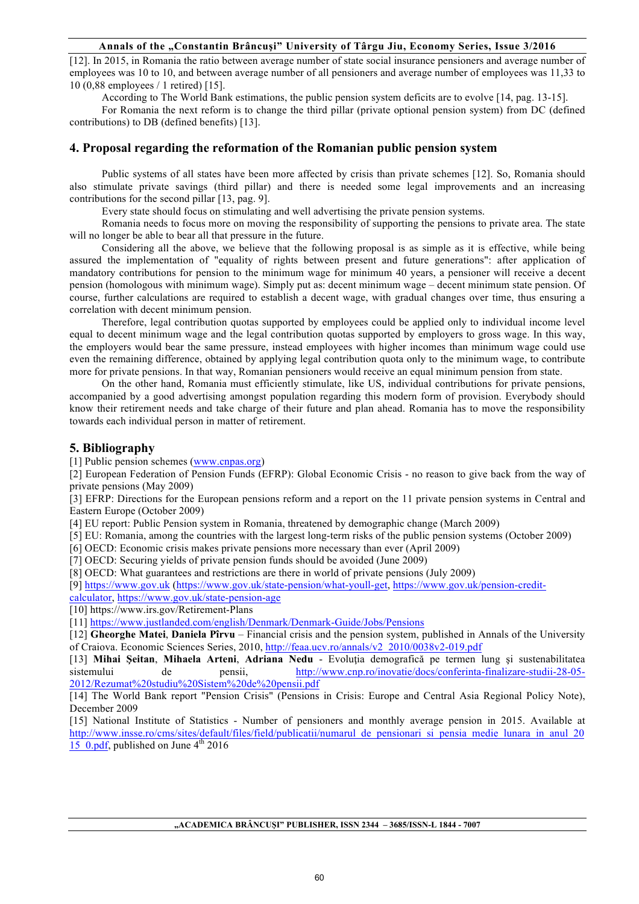[12]. In 2015, in Romania the ratio between average number of state social insurance pensioners and average number of employees was 10 to 10, and between average number of all pensioners and average number of employees was 11,33 to 10 (0,88 employees / 1 retired) [15].

According to The World Bank estimations, the public pension system deficits are to evolve [14, pag. 13-15].

For Romania the next reform is to change the third pillar (private optional pension system) from DC (defined contributions) to DB (defined benefits) [13].

## 4. Proposal regarding the reformation of the Romanian public pension system

Public systems of all states have been more affected by crisis than private schemes [12]. So, Romania should also stimulate private savings (third pillar) and there is needed some legal improvements and an increasing contributions for the second pillar [13, pag. 9].

Every state should focus on stimulating and well advertising the private pension systems.

Romania needs to focus more on moving the responsibility of supporting the pensions to private area. The state will no longer be able to bear all that pressure in the future.

Considering all the above, we believe that the following proposal is as simple as it is effective, while being assured the implementation of "equality of rights between present and future generations": after application of mandatory contributions for pension to the minimum wage for minimum 40 years, a pensioner will receive a decent pension (homologous with minimum wage). Simply put as: decent minimum wage – decent minimum state pension. Of course, further calculations are required to establish a decent wage, with gradual changes over time, thus ensuring a correlation with decent minimum pension.

Therefore, legal contribution quotas supported by employees could be applied only to individual income level equal to decent minimum wage and the legal contribution quotas supported by employers to gross wage. In this way, the employers would bear the same pressure, instead employees with higher incomes than minimum wage could use even the remaining difference, obtained by applying legal contribution quota only to the minimum wage, to contribute more for private pensions. In that way, Romanian pensioners would receive an equal minimum pension from state.

On the other hand, Romania must efficiently stimulate, like US, individual contributions for private pensions, accompanied by a good advertising amongst population regarding this modern form of provision. Everybody should know their retirement needs and take charge of their future and plan ahead. Romania has to move the responsibility towards each individual person in matter of retirement.

## 5. Bibliography

[1] Public pension schemes (www.cnpas.org)

[2] European Federation of Pension Funds (EFRP): Global Economic Crisis - no reason to give back from the way of private pensions (May 2009)

[3] EFRP: Directions for the European pensions reform and a report on the 11 private pension systems in Central and Eastern Europe (October 2009)

[4] EU report: Public Pension system in Romania, threatened by demographic change (March 2009)

[5] EU: Romania, among the countries with the largest long-term risks of the public pension systems (October 2009)

[6] OECD: Economic crisis makes private pensions more necessary than ever (April 2009)

[7] OECD: Securing yields of private pension funds should be avoided (June 2009)

[8] OECD: What guarantees and restrictions are there in world of private pensions (July 2009)

[9] https://www.gov.uk (https://www.gov.uk/state-pension/what-youll-get, https://www.gov.uk/pension-credit-calculator, https://www.gov.uk/state-pension-age

[10] https://www.irs.gov/Retirement-Plans

[11] https://www.justlanded.com/english/Denmark/Denmark-Guide/Jobs/Pensions

[12] **Gheorghe Matei**, **Daniela Pîrvu** – Financial crisis and the pension system, published in Annals of the University of Craiova. Economic Sciences Series, 2010, http://feaa.ucv.ro/annals/v2_2010/0038v2-019.pdf

[13] **Mihai Şeitan**, **Mihaela Arteni**, **Adriana Nedu** - Evoluţia demografică pe termen lung şi sustenabilitatea sistemului de pensii, http://www.cnp.ro/inovatie/docs/conferinta-finalizare-studii-28-05-2012/Rezumat%20studiu%20Sistem%20de%20pensii.pdf

[14] The World Bank report "Pension Crisis" (Pensions in Crisis: Europe and Central Asia Regional Policy Note), December 2009

[15] National Institute of Statistics - Number of pensioners and monthly average pension in 2015. Available at http://www.insse.ro/cms/sites/default/files/field/publicatii/numarul_de_pensionari_si_pensia_medie_lunara_in_anul_2015_0.pdf, published on June 4th 2016